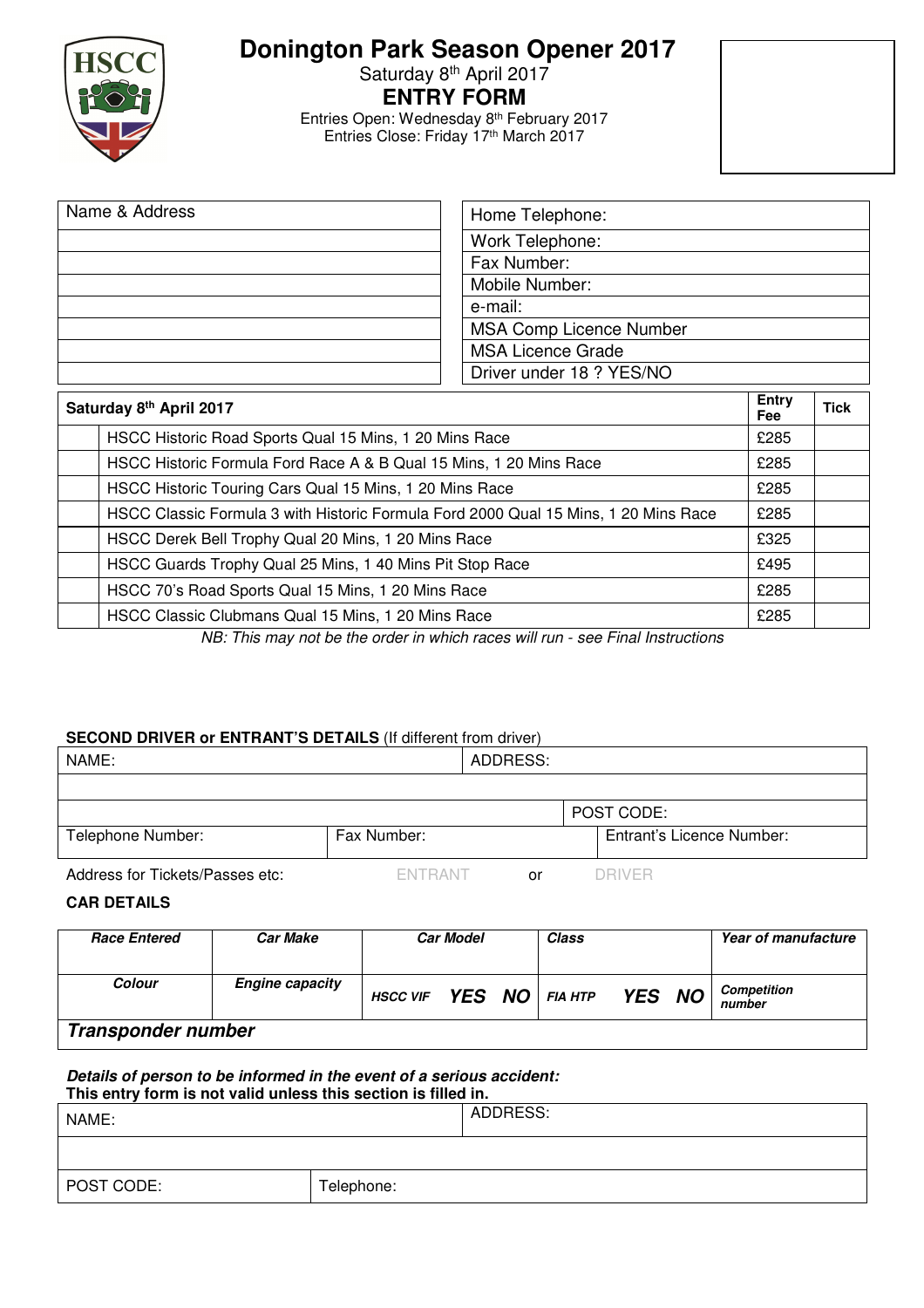# Donington Park Season Opener 2017

Saturday 8th April 2017

## ENTRY FORM

Entries Open: Wednesday 8th February 2017
Entries Close: Friday 17th March 2017

| Name & Address | Home Telephone: |
|---|---|
| | Work Telephone: |
| | Fax Number: |
| | Mobile Number: |
| | e-mail: |
| | MSA Comp Licence Number |
| | MSA Licence Grade |
| | Driver under 18 ? YES/NO |

| Saturday 8th April 2017 | | Entry Fee | Tick |
|---|---|---|---|
| | HSCC Historic Road Sports Qual 15 Mins, 1 20 Mins Race | £285 | |
| | HSCC Historic Formula Ford Race A & B Qual 15 Mins, 1 20 Mins Race | £285 | |
| | HSCC Historic Touring Cars Qual 15 Mins, 1 20 Mins Race | £285 | |
| | HSCC Classic Formula 3 with Historic Formula Ford 2000 Qual 15 Mins, 1 20 Mins Race | £285 | |
| | HSCC Derek Bell Trophy Qual 20 Mins, 1 20 Mins Race | £325 | |
| | HSCC Guards Trophy Qual 25 Mins, 1 40 Mins Pit Stop Race | £495 | |
| | HSCC 70's Road Sports Qual 15 Mins, 1 20 Mins Race | £285 | |
| | HSCC Classic Clubmans Qual 15 Mins, 1 20 Mins Race | £285 | |

*NB: This may not be the order in which races will run - see Final Instructions*

**SECOND DRIVER or ENTRANT'S DETAILS** (If different from driver)

| NAME: | ADDRESS: | |
|---|---|---|
| | | |
| | | POST CODE: |
| Telephone Number: | Fax Number: | Entrant's Licence Number: |

Address for Tickets/Passes etc: ENTRANT or DRIVER

**CAR DETAILS**

| ***Race Entered*** | ***Car Make*** | ***Car Model*** | ***Class*** | ***Year of manufacture*** |
|---|---|---|---|---|
| ***Colour*** | ***Engine capacity*** | ***HSCC VIF*** ***YES NO*** | ***FIA HTP*** ***YES NO*** | ***Competition number*** |
| ***Transponder number*** | | | | |

***Details of person to be informed in the event of a serious accident:***
**This entry form is not valid unless this section is filled in.**

| NAME: | ADDRESS: |
|---|---|
| | |
| POST CODE: | Telephone: |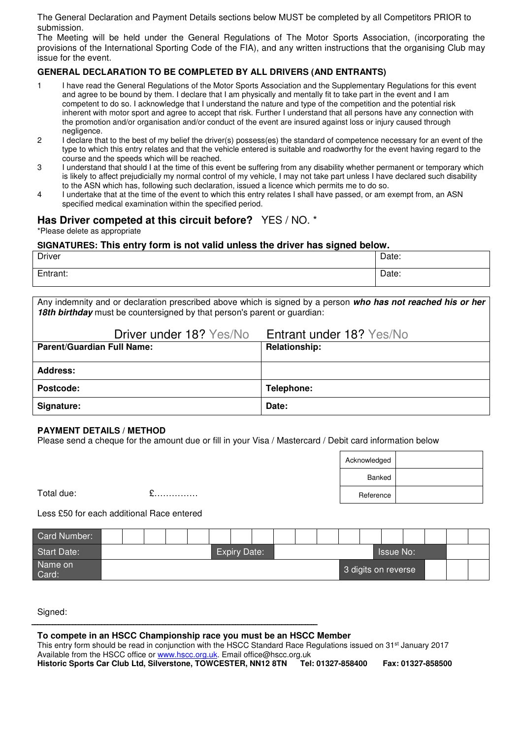The General Declaration and Payment Details sections below MUST be completed by all Competitors PRIOR to submission.

The Meeting will be held under the General Regulations of The Motor Sports Association, (incorporating the provisions of the International Sporting Code of the FIA), and any written instructions that the organising Club may issue for the event.

### GENERAL DECLARATION TO BE COMPLETED BY ALL DRIVERS (AND ENTRANTS)

1. I have read the General Regulations of the Motor Sports Association and the Supplementary Regulations for this event and agree to be bound by them. I declare that I am physically and mentally fit to take part in the event and I am competent to do so. I acknowledge that I understand the nature and type of the competition and the potential risk inherent with motor sport and agree to accept that risk. Further I understand that all persons have any connection with the promotion and/or organisation and/or conduct of the event are insured against loss or injury caused through negligence.
2. I declare that to the best of my belief the driver(s) possess(es) the standard of competence necessary for an event of the type to which this entry relates and that the vehicle entered is suitable and roadworthy for the event having regard to the course and the speeds which will be reached.
3. I understand that should I at the time of this event be suffering from any disability whether permanent or temporary which is likely to affect prejudicially my normal control of my vehicle, I may not take part unless I have declared such disability to the ASN which has, following such declaration, issued a licence which permits me to do so.
4. I undertake that at the time of the event to which this entry relates I shall have passed, or am exempt from, an ASN specified medical examination within the specified period.

### Has Driver competed at this circuit before? YES / NO. *

*Please delete as appropriate

**SIGNATURES: This entry form is not valid unless the driver has signed below.**

| | |
|---|---|
| Driver | Date: |
| Entrant: | Date: |

Any indemnity and or declaration prescribed above which is signed by a person ***who has not reached his or her 18th birthday*** must be countersigned by that person's parent or guardian:

| Driver under 18? Yes/No | Entrant under 18? Yes/No |
|---|---|
| **Parent/Guardian Full Name:** | **Relationship:** |
| **Address:** | |
| **Postcode:** | **Telephone:** |
| **Signature:** | **Date:** |

### PAYMENT DETAILS / METHOD

Please send a cheque for the amount due or fill in your Visa / Mastercard / Debit card information below

| | |
|---|---|
| Acknowledged | |
| Banked | |
| Reference | |

Total due: £……………

Less £50 for each additional Race entered

| | | | | | | |
|---|---|---|---|---|---|---|
| Card Number: | | | | | | |
| Start Date: | | Expiry Date: | | Issue No: | | |
| Name on Card: | | | | 3 digits on reverse | | |

Signed:

**To compete in an HSCC Championship race you must be an HSCC Member**

This entry form should be read in conjunction with the HSCC Standard Race Regulations issued on 31st January 2017

Available from the HSCC office or www.hscc.org.uk. Email office@hscc.org.uk

**Historic Sports Car Club Ltd, Silverstone, TOWCESTER, NN12 8TN Tel: 01327-858400 Fax: 01327-858500**